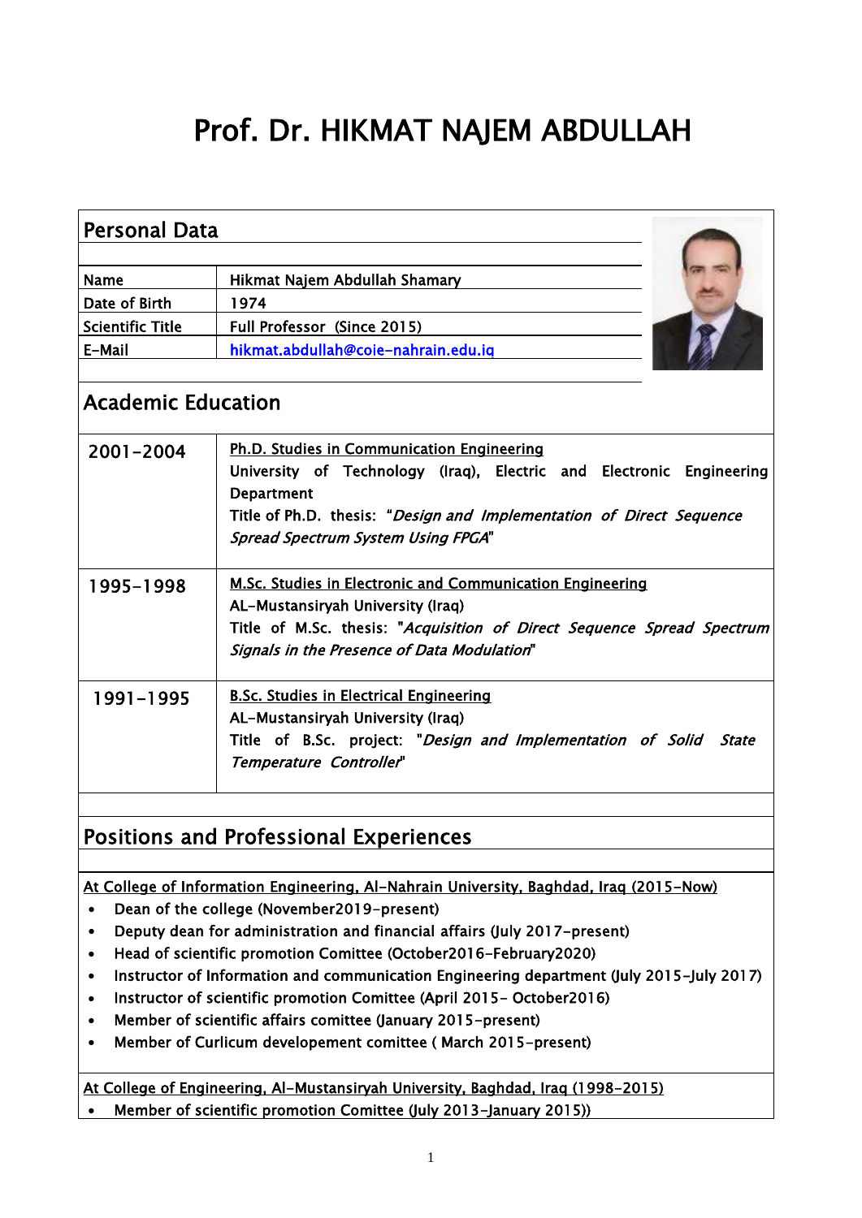# Prof. Dr. HIKMAT NAJEM ABDULLAH

## Personal Data

| Name | Hikmat Najem Abdullah Shamary |
|---|---|
| Date of Birth | 1974 |
| Scientific Title | Full Professor (Since 2015) |
| E-Mail | hikmat.abdullah@coie-nahrain.edu.iq |

## Academic Education

| | |
|---|---|
| 2001-2004 | <u>Ph.D. Studies in Communication Engineering</u><br>University of Technology (Iraq), Electric and Electronic Engineering Department<br>Title of Ph.D. thesis: "*Design and Implementation of Direct Sequence Spread Spectrum System Using FPGA*" |
| 1995-1998 | <u>M.Sc. Studies in Electronic and Communication Engineering</u><br>AL-Mustansiryah University (Iraq)<br>Title of M.Sc. thesis: "*Acquisition of Direct Sequence Spread Spectrum Signals in the Presence of Data Modulation*" |
| 1991-1995 | <u>B.Sc. Studies in Electrical Engineering</u><br>AL-Mustansiryah University (Iraq)<br>Title of B.Sc. project: "*Design and Implementation of Solid State Temperature Controller*" |

## Positions and Professional Experiences

<u>At College of Information Engineering, Al-Nahrain University, Baghdad, Iraq (2015-Now)</u>

- Dean of the college (November2019-present)
- Deputy dean for administration and financial affairs (July 2017-present)
- Head of scientific promotion Comittee (October2016-February2020)
- Instructor of Information and communication Engineering department (July 2015-July 2017)
- Instructor of scientific promotion Comittee (April 2015- October2016)
- Member of scientific affairs comittee (January 2015-present)
- Member of Curlicum developement comittee ( March 2015-present)

<u>At College of Engineering, Al-Mustansiryah University, Baghdad, Iraq (1998-2015)</u>

- Member of scientific promotion Comittee (July 2013-January 2015))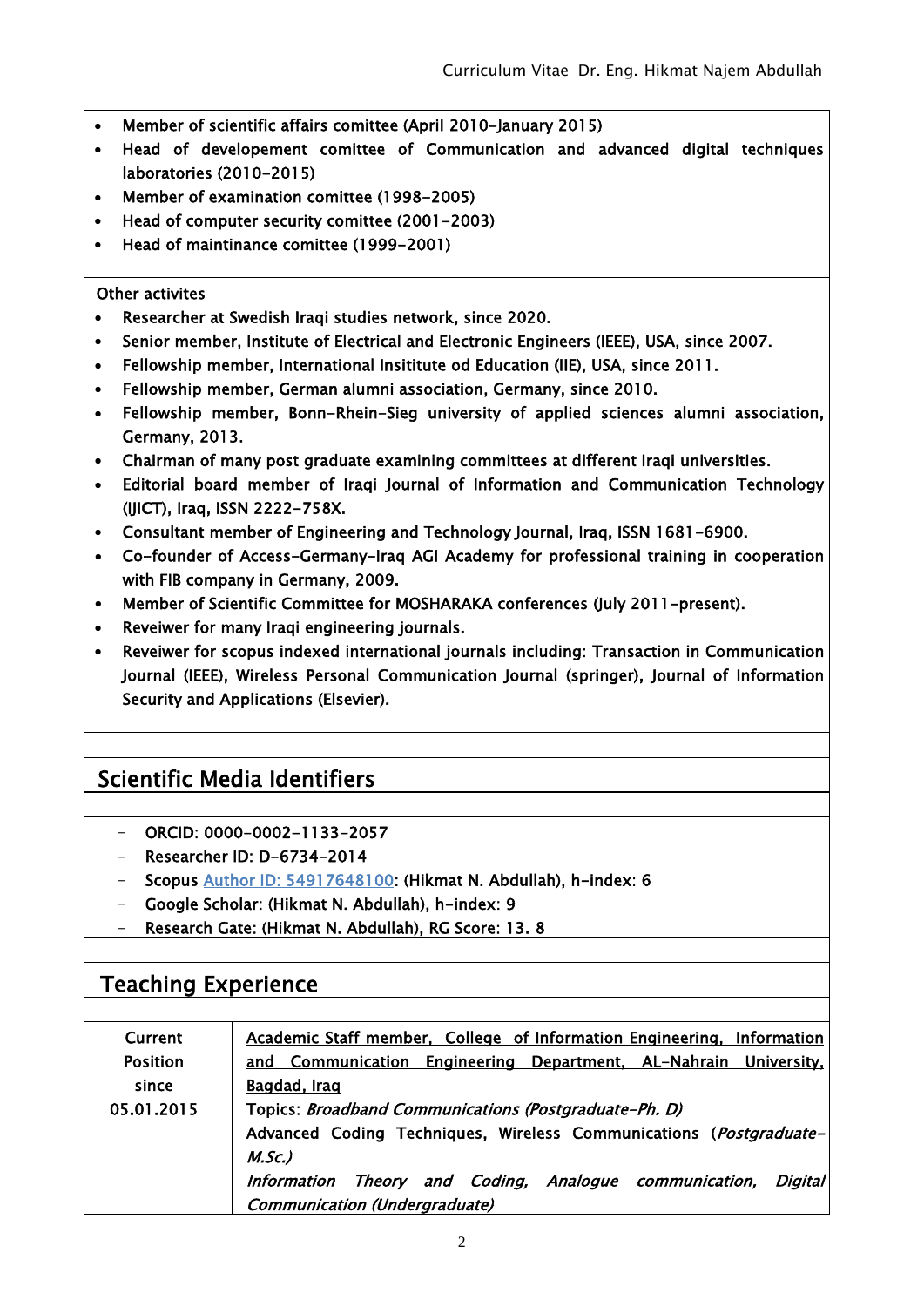- Member of scientific affairs comittee (April 2010-January 2015)
- Head of developement comittee of Communication and advanced digital techniques laboratories (2010-2015)
- Member of examination comittee (1998-2005)
- Head of computer security comittee (2001-2003)
- Head of maintinance comittee (1999-2001)

Other activites

- Researcher at Swedish Iraqi studies network, since 2020.
- Senior member, Institute of Electrical and Electronic Engineers (IEEE), USA, since 2007.
- Fellowship member, International Insititute od Education (IIE), USA, since 2011.
- Fellowship member, German alumni association, Germany, since 2010.
- Fellowship member, Bonn-Rhein-Sieg university of applied sciences alumni association, Germany, 2013.
- Chairman of many post graduate examining committees at different Iraqi universities.
- Editorial board member of Iraqi Journal of Information and Communication Technology (IJICT), Iraq, ISSN 2222-758X.
- Consultant member of Engineering and Technology Journal, Iraq, ISSN 1681-6900.
- Co-founder of Access-Germany-Iraq AGI Academy for professional training in cooperation with FIB company in Germany, 2009.
- Member of Scientific Committee for MOSHARAKA conferences (July 2011-present).
- Reveiwer for many Iraqi engineering journals.
- Reveiwer for scopus indexed international journals including: Transaction in Communication Journal (IEEE), Wireless Personal Communication Journal (springer), Journal of Information Security and Applications (Elsevier).

## Scientific Media Identifiers

- ORCID: 0000-0002-1133-2057
- Researcher ID: D-6734-2014
- Scopus Author ID: 54917648100: (Hikmat N. Abdullah), h-index: 6
- Google Scholar: (Hikmat N. Abdullah), h-index: 9
- Research Gate: (Hikmat N. Abdullah), RG Score: 13. 8

## Teaching Experience

| | |
|---|---|
| Current Position since 05.01.2015 | Academic Staff member, College of Information Engineering, Information and Communication Engineering Department, AL-Nahrain University, Bagdad, Iraq<br>Topics: *Broadband Communications (Postgraduate-Ph. D)*<br>Advanced Coding Techniques, Wireless Communications (*Postgraduate-M.Sc.)*<br>*Information Theory and Coding, Analogue communication, Digital Communication (Undergraduate)* |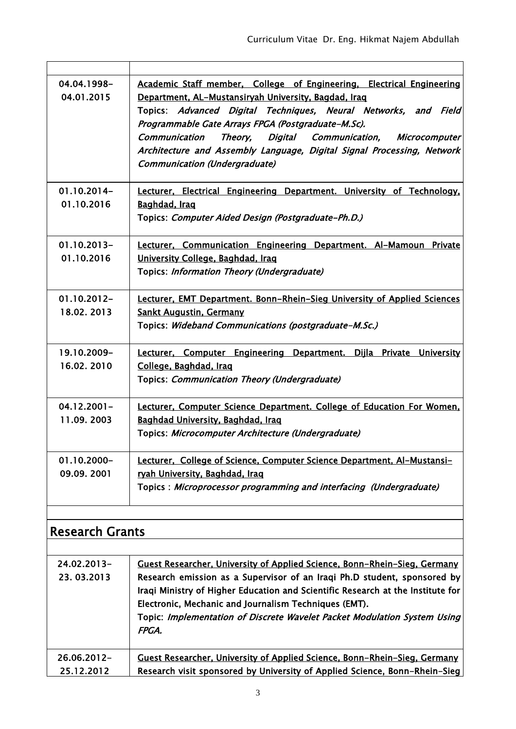| | |
|---|---|
| 04.04.1998-<br>04.01.2015 | Academic Staff member, College of Engineering, Electrical Engineering Department, AL-Mustansiryah University, Bagdad, Iraq<br>Topics: *Advanced Digital Techniques, Neural Networks, and Field Programmable Gate Arrays FPGA (Postgraduate-M.Sc).*<br>*Communication Theory, Digital Communication, Microcomputer Architecture and Assembly Language, Digital Signal Processing, Network Communication (Undergraduate)* |
| 01.10.2014-<br>01.10.2016 | Lecturer, Electrical Engineering Department. University of Technology, Baghdad, Iraq<br>Topics: *Computer Aided Design (Postgraduate-Ph.D.)* |
| 01.10.2013-<br>01.10.2016 | Lecturer, Communication Engineering Department. Al-Mamoun Private University College, Baghdad, Iraq<br>Topics: *Information Theory (Undergraduate)* |
| 01.10.2012-<br>18.02. 2013 | Lecturer, EMT Department. Bonn-Rhein-Sieg University of Applied Sciences Sankt Augustin, Germany<br>Topics: *Wideband Communications (postgraduate-M.Sc.)* |
| 19.10.2009-<br>16.02. 2010 | Lecturer, Computer Engineering Department. Dijla Private University College, Baghdad, Iraq<br>Topics: *Communication Theory (Undergraduate)* |
| 04.12.2001-<br>11.09. 2003 | Lecturer, Computer Science Department. College of Education For Women, Baghdad University, Baghdad, Iraq<br>Topics: *Microcomputer Architecture (Undergraduate)* |
| 01.10.2000-<br>09.09. 2001 | Lecturer, College of Science, Computer Science Department, Al-Mustansi-ryah University, Baghdad, Iraq<br>Topics : *Microprocessor programming and interfacing (Undergraduate)* |

## Research Grants

| | |
|---|---|
| 24.02.2013-<br>23. 03.2013 | Guest Researcher, University of Applied Science, Bonn-Rhein-Sieg, Germany<br>Research emission as a Supervisor of an Iraqi Ph.D student, sponsored by Iraqi Ministry of Higher Education and Scientific Research at the Institute for Electronic, Mechanic and Journalism Techniques (EMT).<br>Topic: *Implementation of Discrete Wavelet Packet Modulation System Using FPGA.* |
| 26.06.2012-<br>25.12.2012 | Guest Researcher, University of Applied Science, Bonn-Rhein-Sieg, Germany<br>Research visit sponsored by University of Applied Science, Bonn-Rhein-Sieg |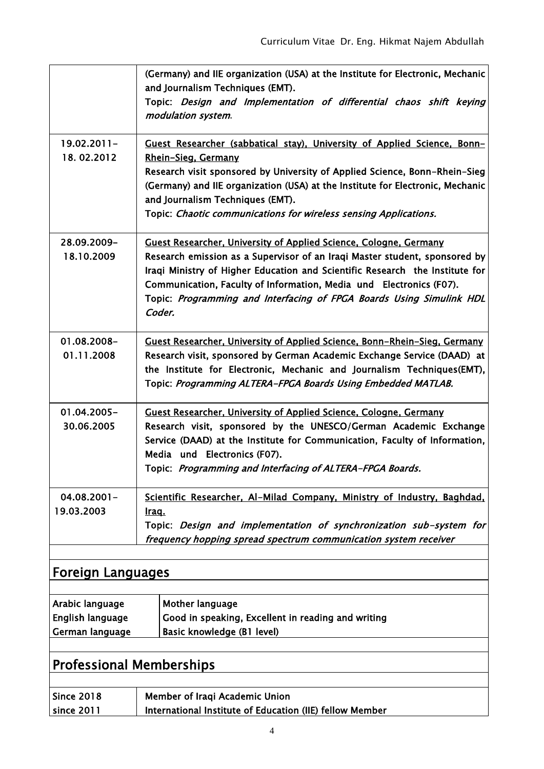| | |
|---|---|
| | (Germany) and IIE organization (USA) at the Institute for Electronic, Mechanic and Journalism Techniques (EMT).<br>Topic: *Design and Implementation of differential chaos shift keying modulation system*. |
| 19.02.2011-<br>18. 02.2012 | Guest Researcher (sabbatical stay), University of Applied Science, Bonn-Rhein-Sieg, Germany<br>Research visit sponsored by University of Applied Science, Bonn-Rhein-Sieg (Germany) and IIE organization (USA) at the Institute for Electronic, Mechanic and Journalism Techniques (EMT).<br>Topic: *Chaotic communications for wireless sensing Applications.* |
| 28.09.2009-<br>18.10.2009 | Guest Researcher, University of Applied Science, Cologne, Germany<br>Research emission as a Supervisor of an Iraqi Master student, sponsored by Iraqi Ministry of Higher Education and Scientific Research the Institute for Communication, Faculty of Information, Media und Electronics (F07).<br>Topic: *Programming and Interfacing of FPGA Boards Using Simulink HDL Coder.* |
| 01.08.2008-<br>01.11.2008 | Guest Researcher, University of Applied Science, Bonn-Rhein-Sieg, Germany<br>Research visit, sponsored by German Academic Exchange Service (DAAD) at the Institute for Electronic, Mechanic and Journalism Techniques(EMT),<br>Topic: *Programming ALTERA-FPGA Boards Using Embedded MATLAB.* |
| 01.04.2005-<br>30.06.2005 | Guest Researcher, University of Applied Science, Cologne, Germany<br>Research visit, sponsored by the UNESCO/German Academic Exchange Service (DAAD) at the Institute for Communication, Faculty of Information, Media und Electronics (F07).<br>Topic: *Programming and Interfacing of ALTERA-FPGA Boards.* |
| 04.08.2001-<br>19.03.2003 | Scientific Researcher, Al-Milad Company, Ministry of Industry, Baghdad, Iraq.<br>Topic: *Design and implementation of synchronization sub-system for frequency hopping spread spectrum communication system receiver* |

## Foreign Languages

| | |
|---|---|
| Arabic language | Mother language |
| English language | Good in speaking, Excellent in reading and writing |
| German language | Basic knowledge (B1 level) |

## Professional Memberships

| | |
|---|---|
| Since 2018 | Member of Iraqi Academic Union |
| since 2011 | International Institute of Education (IIE) fellow Member |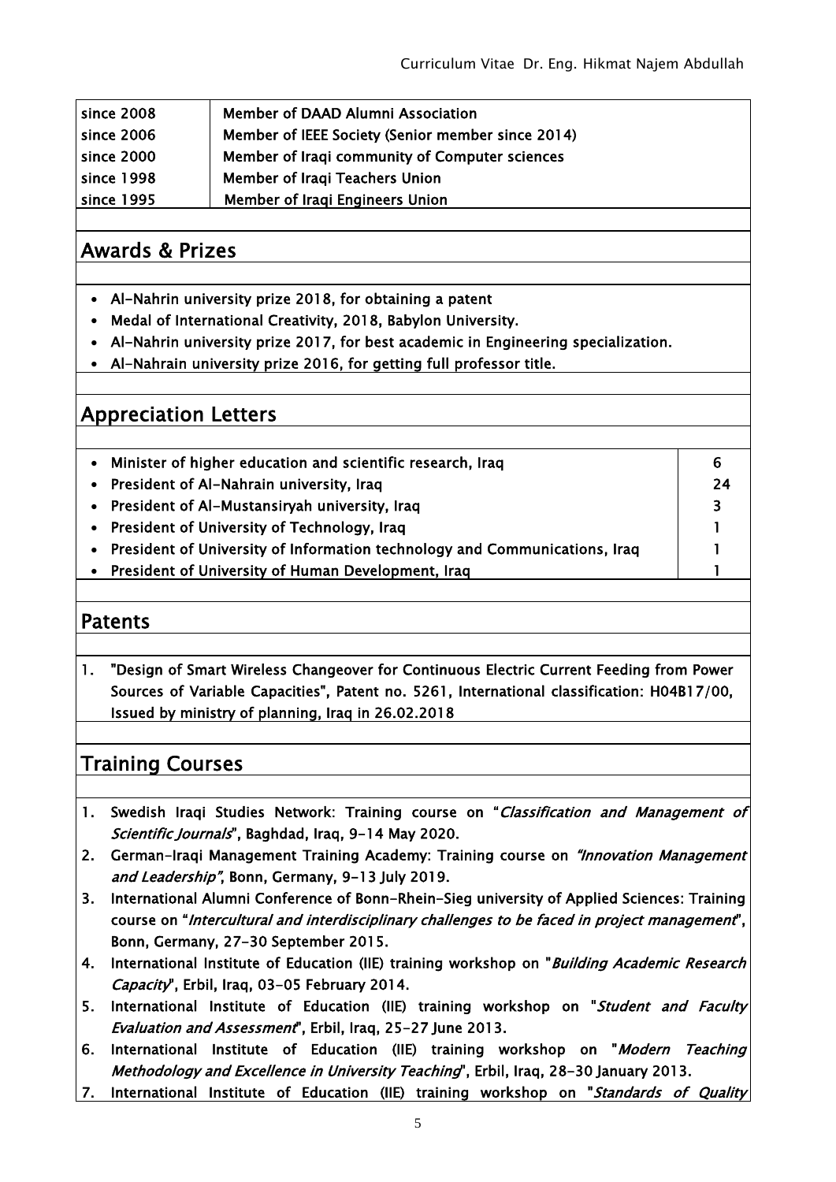| | |
|---|---|
| since 2008 | Member of DAAD Alumni Association |
| since 2006 | Member of IEEE Society (Senior member since 2014) |
| since 2000 | Member of Iraqi community of Computer sciences |
| since 1998 | Member of Iraqi Teachers Union |
| since 1995 | Member of Iraqi Engineers Union |

## Awards & Prizes

- Al-Nahrin university prize 2018, for obtaining a patent
- Medal of International Creativity, 2018, Babylon University.
- Al-Nahrin university prize 2017, for best academic in Engineering specialization.
- Al-Nahrain university prize 2016, for getting full professor title.

## Appreciation Letters

| | |
|---|---|
| • Minister of higher education and scientific research, Iraq | 6 |
| • President of Al-Nahrain university, Iraq | 24 |
| • President of Al-Mustansiryah university, Iraq | 3 |
| • President of University of Technology, Iraq | 1 |
| • President of University of Information technology and Communications, Iraq | 1 |
| • President of University of Human Development, Iraq | 1 |

## Patents

1. "Design of Smart Wireless Changeover for Continuous Electric Current Feeding from Power Sources of Variable Capacities", Patent no. 5261, International classification: H04B17/00, Issued by ministry of planning, Iraq in 26.02.2018

## Training Courses

1. Swedish Iraqi Studies Network: Training course on "*Classification and Management of Scientific Journals*", Baghdad, Iraq, 9-14 May 2020.
2. German-Iraqi Management Training Academy: Training course on *"Innovation Management and Leadership"*, Bonn, Germany, 9-13 July 2019.
3. International Alumni Conference of Bonn-Rhein-Sieg university of Applied Sciences: Training course on "*Intercultural and interdisciplinary challenges to be faced in project management*", Bonn, Germany, 27-30 September 2015.
4. International Institute of Education (IIE) training workshop on "*Building Academic Research Capacity*", Erbil, Iraq, 03-05 February 2014.
5. International Institute of Education (IIE) training workshop on "*Student and Faculty Evaluation and Assessment*", Erbil, Iraq, 25-27 June 2013.
6. International Institute of Education (IIE) training workshop on "*Modern Teaching Methodology and Excellence in University Teaching*", Erbil, Iraq, 28-30 January 2013.
7. International Institute of Education (IIE) training workshop on "*Standards of Quality*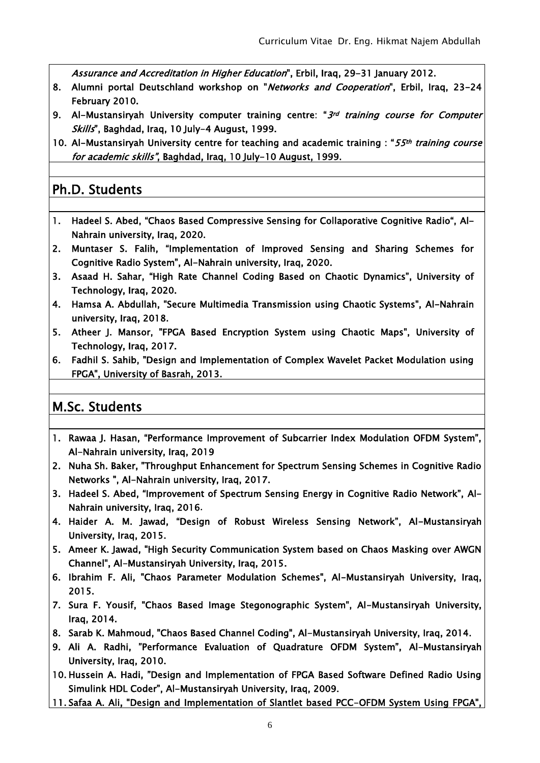*Assurance and Accreditation in Higher Education*", Erbil, Iraq, 29-31 January 2012.

8. Alumni portal Deutschland workshop on "*Networks and Cooperation*", Erbil, Iraq, 23-24 February 2010.
9. Al-Mustansiryah University computer training centre: "*3rd training course for Computer Skills*", Baghdad, Iraq, 10 July-4 August, 1999.
10. Al-Mustansiryah University centre for teaching and academic training : "*55th training course for academic skills*", Baghdad, Iraq, 10 July-10 August, 1999.

## Ph.D. Students

1. Hadeel S. Abed, "Chaos Based Compressive Sensing for Collaporative Cognitive Radio", Al-Nahrain university, Iraq, 2020.
2. Muntaser S. Falih, "Implementation of Improved Sensing and Sharing Schemes for Cognitive Radio System", Al-Nahrain university, Iraq, 2020.
3. Asaad H. Sahar, "High Rate Channel Coding Based on Chaotic Dynamics", University of Technology, Iraq, 2020.
4. Hamsa A. Abdullah, "Secure Multimedia Transmission using Chaotic Systems", Al-Nahrain university, Iraq, 2018.
5. Atheer J. Mansor, "FPGA Based Encryption System using Chaotic Maps", University of Technology, Iraq, 2017.
6. Fadhil S. Sahib, "Design and Implementation of Complex Wavelet Packet Modulation using FPGA", University of Basrah, 2013.

## M.Sc. Students

1. Rawaa J. Hasan, "Performance Improvement of Subcarrier Index Modulation OFDM System", Al-Nahrain university, Iraq, 2019
2. Nuha Sh. Baker, "Throughput Enhancement for Spectrum Sensing Schemes in Cognitive Radio Networks ", Al-Nahrain university, Iraq, 2017.
3. Hadeel S. Abed, "Improvement of Spectrum Sensing Energy in Cognitive Radio Network", Al-Nahrain university, Iraq, 2016.
4. Haider A. M. Jawad, "Design of Robust Wireless Sensing Network", Al-Mustansiryah University, Iraq, 2015.
5. Ameer K. Jawad, "High Security Communication System based on Chaos Masking over AWGN Channel", Al-Mustansiryah University, Iraq, 2015.
6. Ibrahim F. Ali, "Chaos Parameter Modulation Schemes", Al-Mustansiryah University, Iraq, 2015.
7. Sura F. Yousif, "Chaos Based Image Stegonographic System", Al-Mustansiryah University, Iraq, 2014.
8. Sarab K. Mahmoud, "Chaos Based Channel Coding", Al-Mustansiryah University, Iraq, 2014.
9. Ali A. Radhi, "Performance Evaluation of Quadrature OFDM System", Al-Mustansiryah University, Iraq, 2010.
10. Hussein A. Hadi, "Design and Implementation of FPGA Based Software Defined Radio Using Simulink HDL Coder", Al-Mustansiryah University, Iraq, 2009.
11. Safaa A. Ali, "Design and Implementation of Slantlet based PCC-OFDM System Using FPGA",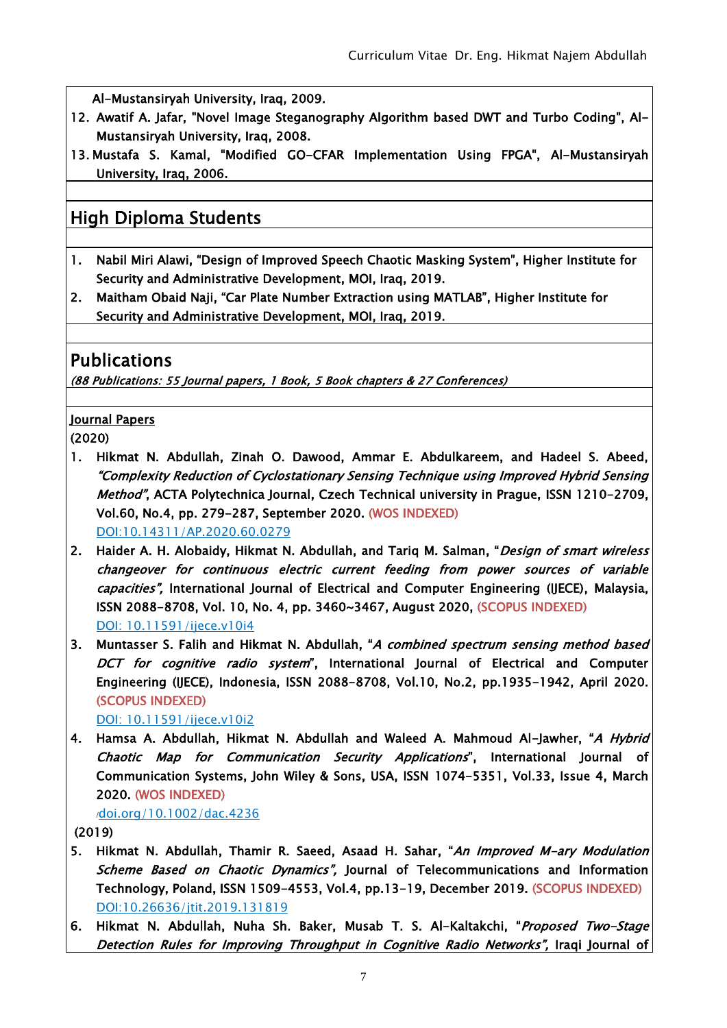Al-Mustansiryah University, Iraq, 2009.

12. Awatif A. Jafar, "Novel Image Steganography Algorithm based DWT and Turbo Coding", Al-Mustansiryah University, Iraq, 2008.
13. Mustafa S. Kamal, "Modified GO-CFAR Implementation Using FPGA", Al-Mustansiryah University, Iraq, 2006.

## High Diploma Students

1. Nabil Miri Alawi, "Design of Improved Speech Chaotic Masking System", Higher Institute for Security and Administrative Development, MOI, Iraq, 2019.
2. Maitham Obaid Naji, "Car Plate Number Extraction using MATLAB", Higher Institute for Security and Administrative Development, MOI, Iraq, 2019.

## Publications

*(88 Publications: 55 Journal papers, 1 Book, 5 Book chapters & 27 Conferences)*

### Journal Papers

(2020)

1. Hikmat N. Abdullah, Zinah O. Dawood, Ammar E. Abdulkareem, and Hadeel S. Abeed, *"Complexity Reduction of Cyclostationary Sensing Technique using Improved Hybrid Sensing Method"*, ACTA Polytechnica Journal, Czech Technical university in Prague, ISSN 1210-2709, Vol.60, No.4, pp. 279-287, September 2020. (WOS INDEXED)
   DOI:10.14311/AP.2020.60.0279
2. Haider A. H. Alobaidy, Hikmat N. Abdullah, and Tariq M. Salman, "*Design of smart wireless changeover for continuous electric current feeding from power sources of variable capacities",* International Journal of Electrical and Computer Engineering (IJECE), Malaysia, ISSN 2088-8708, Vol. 10, No. 4, pp. 3460~3467, August 2020, (SCOPUS INDEXED)
   DOI: 10.11591/ijece.v10i4
3. Muntasser S. Falih and Hikmat N. Abdullah, "*A combined spectrum sensing method based DCT for cognitive radio system*", International Journal of Electrical and Computer Engineering (IJECE), Indonesia, ISSN 2088-8708, Vol.10, No.2, pp.1935-1942, April 2020. (SCOPUS INDEXED)
   DOI: 10.11591/ijece.v10i2
4. Hamsa A. Abdullah, Hikmat N. Abdullah and Waleed A. Mahmoud Al-Jawher, "*A Hybrid Chaotic Map for Communication Security Applications*", International Journal of Communication Systems, John Wiley & Sons, USA, ISSN 1074-5351, Vol.33, Issue 4, March 2020. (WOS INDEXED)
   /doi.org/10.1002/dac.4236

(2019)

5. Hikmat N. Abdullah, Thamir R. Saeed, Asaad H. Sahar, "*An Improved M-ary Modulation Scheme Based on Chaotic Dynamics",* Journal of Telecommunications and Information Technology, Poland, ISSN 1509-4553, Vol.4, pp.13-19, December 2019. (SCOPUS INDEXED)
   DOI:10.26636/jtit.2019.131819
6. Hikmat N. Abdullah, Nuha Sh. Baker, Musab T. S. Al-Kaltakchi, "*Proposed Two-Stage Detection Rules for Improving Throughput in Cognitive Radio Networks",* Iraqi Journal of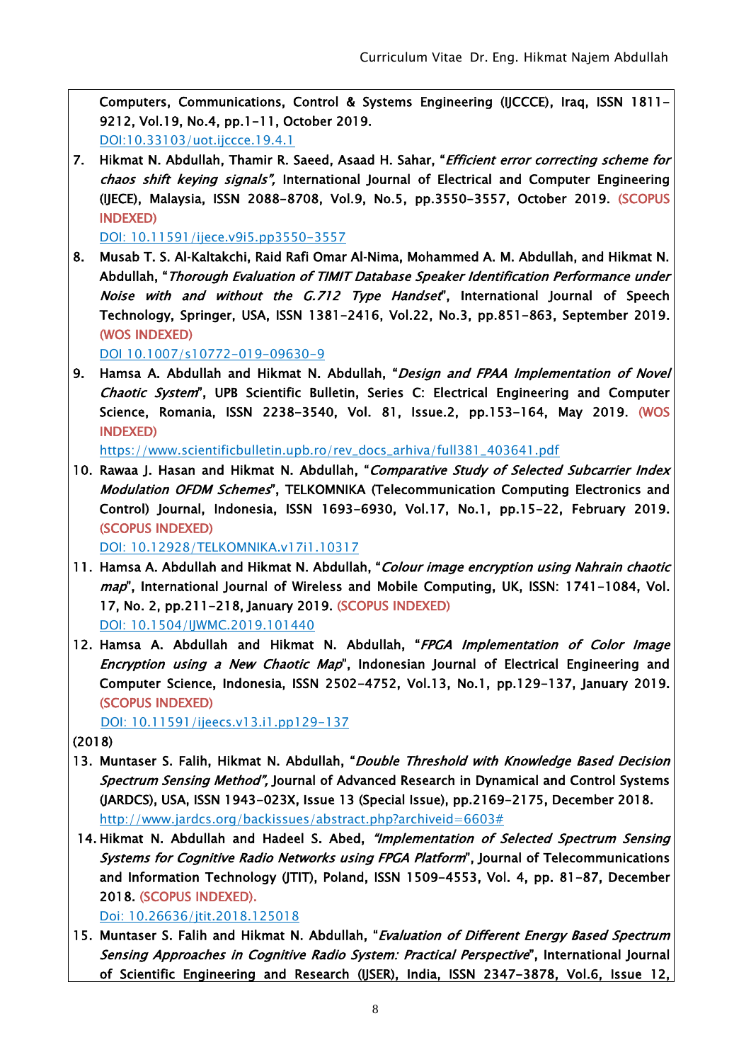Computers, Communications, Control & Systems Engineering (IJCCCE), Iraq, ISSN 1811-9212, Vol.19, No.4, pp.1-11, October 2019.
DOI:10.33103/uot.ijccce.19.4.1

7. Hikmat N. Abdullah, Thamir R. Saeed, Asaad H. Sahar, "*Efficient error correcting scheme for chaos shift keying signals*", International Journal of Electrical and Computer Engineering (IJECE), Malaysia, ISSN 2088-8708, Vol.9, No.5, pp.3550-3557, October 2019. (SCOPUS INDEXED)
DOI: 10.11591/ijece.v9i5.pp3550-3557

8. Musab T. S. Al-Kaltakchi, Raid Rafi Omar Al-Nima, Mohammed A. M. Abdullah, and Hikmat N. Abdullah, "*Thorough Evaluation of TIMIT Database Speaker Identification Performance under Noise with and without the G.712 Type Handset*", International Journal of Speech Technology, Springer, USA, ISSN 1381-2416, Vol.22, No.3, pp.851-863, September 2019. (WOS INDEXED)
DOI 10.1007/s10772-019-09630-9

9. Hamsa A. Abdullah and Hikmat N. Abdullah, "*Design and FPAA Implementation of Novel Chaotic System*", UPB Scientific Bulletin, Series C: Electrical Engineering and Computer Science, Romania, ISSN 2238-3540, Vol. 81, Issue.2, pp.153-164, May 2019. (WOS INDEXED)
https://www.scientificbulletin.upb.ro/rev_docs_arhiva/full381_403641.pdf

10. Rawaa J. Hasan and Hikmat N. Abdullah, "*Comparative Study of Selected Subcarrier Index Modulation OFDM Schemes*", TELKOMNIKA (Telecommunication Computing Electronics and Control) Journal, Indonesia, ISSN 1693-6930, Vol.17, No.1, pp.15-22, February 2019. (SCOPUS INDEXED)
DOI: 10.12928/TELKOMNIKA.v17i1.10317

11. Hamsa A. Abdullah and Hikmat N. Abdullah, "*Colour image encryption using Nahrain chaotic map*", International Journal of Wireless and Mobile Computing, UK, ISSN: 1741-1084, Vol. 17, No. 2, pp.211-218, January 2019. (SCOPUS INDEXED)
DOI: 10.1504/IJWMC.2019.101440

12. Hamsa A. Abdullah and Hikmat N. Abdullah, "*FPGA Implementation of Color Image Encryption using a New Chaotic Map*", Indonesian Journal of Electrical Engineering and Computer Science, Indonesia, ISSN 2502-4752, Vol.13, No.1, pp.129-137, January 2019. (SCOPUS INDEXED)
DOI: 10.11591/ijeecs.v13.i1.pp129-137

(2018)

13. Muntaser S. Falih, Hikmat N. Abdullah, "*Double Threshold with Knowledge Based Decision Spectrum Sensing Method*", Journal of Advanced Research in Dynamical and Control Systems (JARDCS), USA, ISSN 1943-023X, Issue 13 (Special Issue), pp.2169-2175, December 2018.
http://www.jardcs.org/backissues/abstract.php?archiveid=6603#

14. Hikmat N. Abdullah and Hadeel S. Abed, "*Implementation of Selected Spectrum Sensing Systems for Cognitive Radio Networks using FPGA Platform*", Journal of Telecommunications and Information Technology (JTIT), Poland, ISSN 1509-4553, Vol. 4, pp. 81-87, December 2018. (SCOPUS INDEXED).
Doi: 10.26636/jtit.2018.125018

15. Muntaser S. Falih and Hikmat N. Abdullah, "*Evaluation of Different Energy Based Spectrum Sensing Approaches in Cognitive Radio System: Practical Perspective*", International Journal of Scientific Engineering and Research (IJSER), India, ISSN 2347-3878, Vol.6, Issue 12,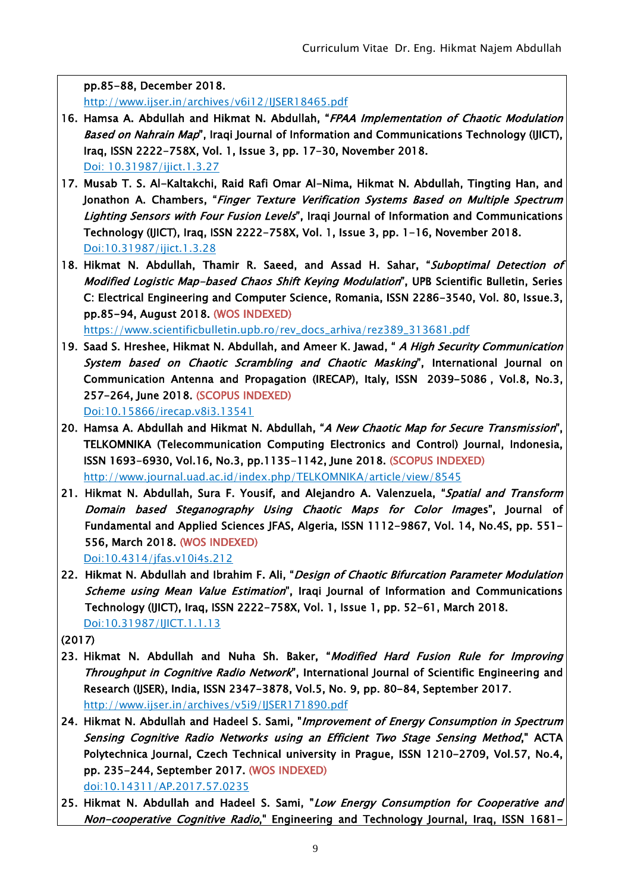**pp.85-88, December 2018.**
http://www.ijser.in/archives/v6i12/IJSER18465.pdf

16. **Hamsa A. Abdullah and Hikmat N. Abdullah, "*FPAA Implementation of Chaotic Modulation Based on Nahrain Map*", Iraqi Journal of Information and Communications Technology (IJICT), Iraq, ISSN 2222-758X, Vol. 1, Issue 3, pp. 17-30, November 2018.**
    Doi: 10.31987/ijict.1.3.27
17. **Musab T. S. Al-Kaltakchi, Raid Rafi Omar Al-Nima, Hikmat N. Abdullah, Tingting Han, and Jonathon A. Chambers, "*Finger Texture Verification Systems Based on Multiple Spectrum Lighting Sensors with Four Fusion Levels*", Iraqi Journal of Information and Communications Technology (IJICT), Iraq, ISSN 2222-758X, Vol. 1, Issue 3, pp. 1-16, November 2018.**
    Doi:10.31987/ijict.1.3.28
18. **Hikmat N. Abdullah, Thamir R. Saeed, and Assad H. Sahar, "*Suboptimal Detection of Modified Logistic Map-based Chaos Shift Keying Modulation*", UPB Scientific Bulletin, Series C: Electrical Engineering and Computer Science, Romania, ISSN 2286-3540, Vol. 80, Issue.3, pp.85-94, August 2018.** (WOS INDEXED)
    https://www.scientificbulletin.upb.ro/rev_docs_arhiva/rez389_313681.pdf
19. **Saad S. Hreshee, Hikmat N. Abdullah, and Ameer K. Jawad, " *A High Security Communication System based on Chaotic Scrambling and Chaotic Masking*", International Journal on Communication Antenna and Propagation (IRECAP), Italy, ISSN 2039-5086 , Vol.8, No.3, 257-264, June 2018.** (SCOPUS INDEXED)
    Doi:10.15866/irecap.v8i3.13541
20. **Hamsa A. Abdullah and Hikmat N. Abdullah, "*A New Chaotic Map for Secure Transmission*", TELKOMNIKA (Telecommunication Computing Electronics and Control) Journal, Indonesia, ISSN 1693-6930, Vol.16, No.3, pp.1135-1142, June 2018.** (SCOPUS INDEXED)
    http://www.journal.uad.ac.id/index.php/TELKOMNIKA/article/view/8545
21. **Hikmat N. Abdullah, Sura F. Yousif, and Alejandro A. Valenzuela, "*Spatial and Transform Domain based Steganography Using Chaotic Maps for Color Images*", Journal of Fundamental and Applied Sciences JFAS, Algeria, ISSN 1112-9867, Vol. 14, No.4S, pp. 551-556, March 2018.** (WOS INDEXED)
    Doi:10.4314/jfas.v10i4s.212
22. **Hikmat N. Abdullah and Ibrahim F. Ali, "*Design of Chaotic Bifurcation Parameter Modulation Scheme using Mean Value Estimation*", Iraqi Journal of Information and Communications Technology (IJICT), Iraq, ISSN 2222-758X, Vol. 1, Issue 1, pp. 52-61, March 2018.**
    Doi:10.31987/IJICT.1.1.13

**(2017)**

23. **Hikmat N. Abdullah and Nuha Sh. Baker, "*Modified Hard Fusion Rule for Improving Throughput in Cognitive Radio Network*", International Journal of Scientific Engineering and Research (IJSER), India, ISSN 2347-3878, Vol.5, No. 9, pp. 80-84, September 2017.**
    http://www.ijser.in/archives/v5i9/IJSER171890.pdf
24. **Hikmat N. Abdullah and Hadeel S. Sami, "*Improvement of Energy Consumption in Spectrum Sensing Cognitive Radio Networks using an Efficient Two Stage Sensing Method*," ACTA Polytechnica Journal, Czech Technical university in Prague, ISSN 1210-2709, Vol.57, No.4, pp. 235-244, September 2017.** (WOS INDEXED)
    doi:10.14311/AP.2017.57.0235
25. **Hikmat N. Abdullah and Hadeel S. Sami, "*Low Energy Consumption for Cooperative and Non-cooperative Cognitive Radio*," Engineering and Technology Journal, Iraq, ISSN 1681-**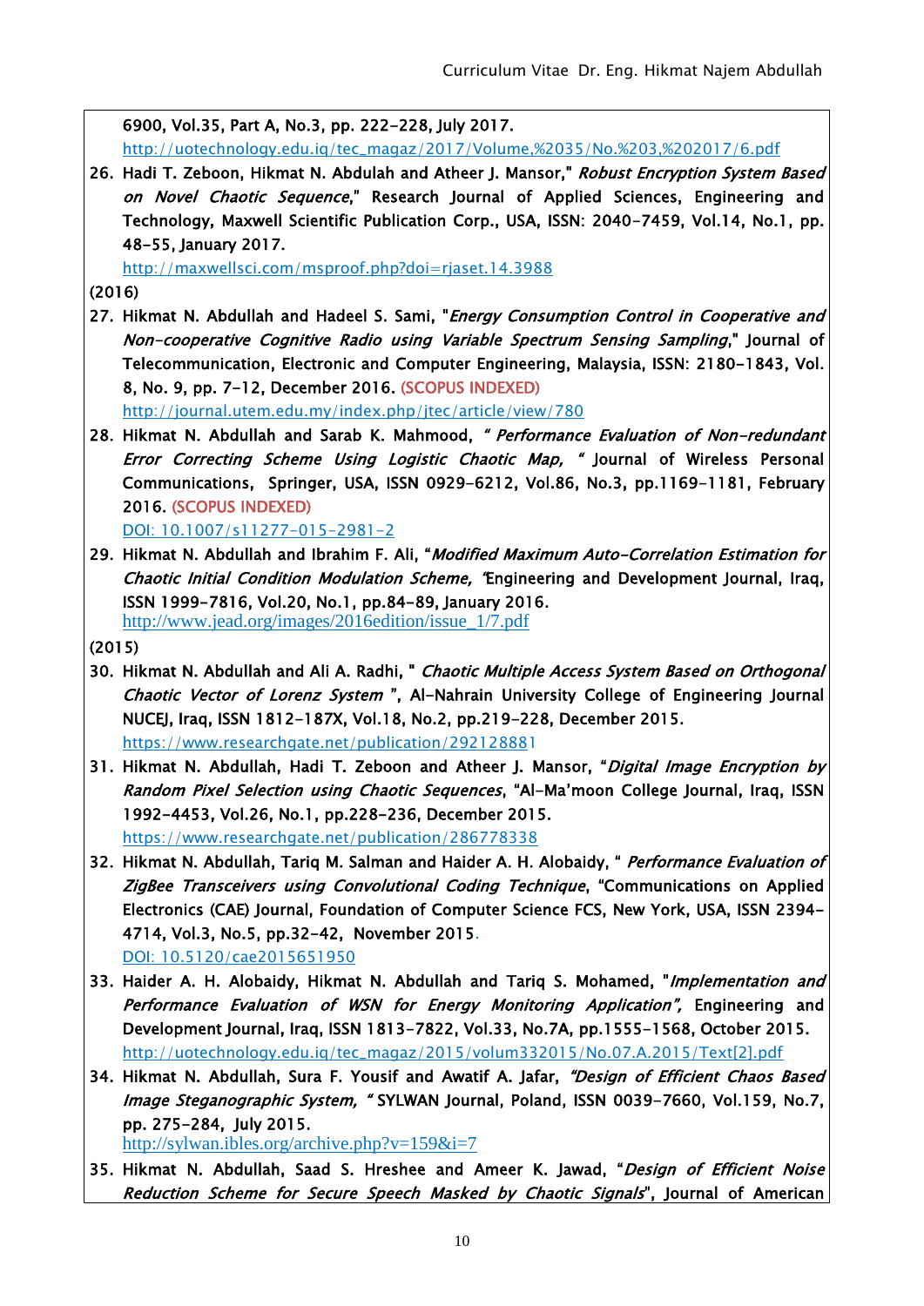6900, Vol.35, Part A, No.3, pp. 222-228, July 2017.
http://uotechnology.edu.iq/tec_magaz/2017/Volume,%2035/No.%203,%202017/6.pdf

26. Hadi T. Zeboon, Hikmat N. Abdulah and Atheer J. Mansor," *Robust Encryption System Based on Novel Chaotic Sequence*," Research Journal of Applied Sciences, Engineering and Technology, Maxwell Scientific Publication Corp., USA, ISSN: 2040-7459, Vol.14, No.1, pp. 48-55, January 2017.
http://maxwellsci.com/msproof.php?doi=rjaset.14.3988

(2016)

27. Hikmat N. Abdullah and Hadeel S. Sami, "*Energy Consumption Control in Cooperative and Non-cooperative Cognitive Radio using Variable Spectrum Sensing Sampling*," Journal of Telecommunication, Electronic and Computer Engineering, Malaysia, ISSN: 2180-1843, Vol. 8, No. 9, pp. 7-12, December 2016. (SCOPUS INDEXED)
http://journal.utem.edu.my/index.php/jtec/article/view/780

28. Hikmat N. Abdullah and Sarab K. Mahmood, " *Performance Evaluation of Non-redundant Error Correcting Scheme Using Logistic Chaotic Map,* " Journal of Wireless Personal Communications, Springer, USA, ISSN 0929-6212, Vol.86, No.3, pp.1169-1181, February 2016. (SCOPUS INDEXED)
DOI: 10.1007/s11277-015-2981-2

29. Hikmat N. Abdullah and Ibrahim F. Ali, "*Modified Maximum Auto-Correlation Estimation for Chaotic Initial Condition Modulation Scheme,* "Engineering and Development Journal, Iraq, ISSN 1999-7816, Vol.20, No.1, pp.84-89, January 2016.
http://www.jead.org/images/2016edition/issue_1/7.pdf

(2015)

30. Hikmat N. Abdullah and Ali A. Radhi, " *Chaotic Multiple Access System Based on Orthogonal Chaotic Vector of Lorenz System* ", Al-Nahrain University College of Engineering Journal NUCEJ, Iraq, ISSN 1812-187X, Vol.18, No.2, pp.219-228, December 2015.
https://www.researchgate.net/publication/292128881

31. Hikmat N. Abdullah, Hadi T. Zeboon and Atheer J. Mansor, "*Digital Image Encryption by Random Pixel Selection using Chaotic Sequences*, "Al-Ma'moon College Journal, Iraq, ISSN 1992-4453, Vol.26, No.1, pp.228-236, December 2015.
https://www.researchgate.net/publication/286778338

32. Hikmat N. Abdullah, Tariq M. Salman and Haider A. H. Alobaidy, " *Performance Evaluation of ZigBee Transceivers using Convolutional Coding Technique*, "Communications on Applied Electronics (CAE) Journal, Foundation of Computer Science FCS, New York, USA, ISSN 2394-4714, Vol.3, No.5, pp.32-42, November 2015.
DOI: 10.5120/cae2015651950

33. Haider A. H. Alobaidy, Hikmat N. Abdullah and Tariq S. Mohamed, "*Implementation and Performance Evaluation of WSN for Energy Monitoring Application",* Engineering and Development Journal, Iraq, ISSN 1813-7822, Vol.33, No.7A, pp.1555-1568, October 2015.
http://uotechnology.edu.iq/tec_magaz/2015/volum332015/No.07.A.2015/Text[2].pdf

34. Hikmat N. Abdullah, Sura F. Yousif and Awatif A. Jafar, *"Design of Efficient Chaos Based Image Steganographic System,* " SYLWAN Journal, Poland, ISSN 0039-7660, Vol.159, No.7, pp. 275-284, July 2015.
http://sylwan.ibles.org/archive.php?v=159&i=7

35. Hikmat N. Abdullah, Saad S. Hreshee and Ameer K. Jawad, "*Design of Efficient Noise Reduction Scheme for Secure Speech Masked by Chaotic Signals*", Journal of American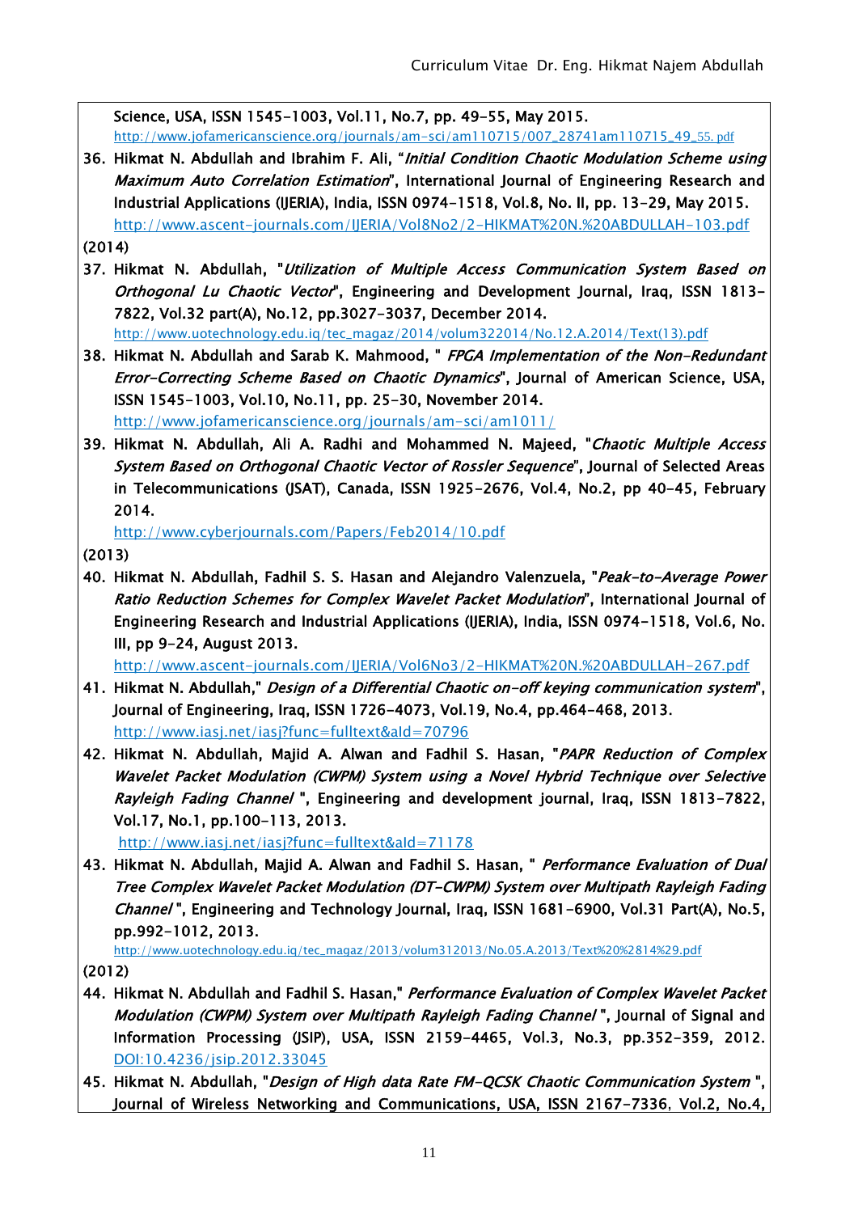Science, USA, ISSN 1545-1003, Vol.11, No.7, pp. 49-55, May 2015.
http://www.jofamericanscience.org/journals/am-sci/am110715/007_28741am110715_49_55.pdf

36. Hikmat N. Abdullah and Ibrahim F. Ali, "*Initial Condition Chaotic Modulation Scheme using Maximum Auto Correlation Estimation*", International Journal of Engineering Research and Industrial Applications (IJERIA), India, ISSN 0974-1518, Vol.8, No. II, pp. 13-29, May 2015.
http://www.ascent-journals.com/IJERIA/Vol8No2/2-HIKMAT%20N.%20ABDULLAH-103.pdf

(2014)

37. Hikmat N. Abdullah, "*Utilization of Multiple Access Communication System Based on Orthogonal Lu Chaotic Vector*", Engineering and Development Journal, Iraq, ISSN 1813-7822, Vol.32 part(A), No.12, pp.3027-3037, December 2014.
http://www.uotechnology.edu.iq/tec_magaz/2014/volum322014/No.12.A.2014/Text(13).pdf
38. Hikmat N. Abdullah and Sarab K. Mahmood, " *FPGA Implementation of the Non-Redundant Error-Correcting Scheme Based on Chaotic Dynamics*", Journal of American Science, USA, ISSN 1545-1003, Vol.10, No.11, pp. 25-30, November 2014.
http://www.jofamericanscience.org/journals/am-sci/am1011/
39. Hikmat N. Abdullah, Ali A. Radhi and Mohammed N. Majeed, "*Chaotic Multiple Access System Based on Orthogonal Chaotic Vector of Rossler Sequence*", Journal of Selected Areas in Telecommunications (JSAT), Canada, ISSN 1925-2676, Vol.4, No.2, pp 40-45, February 2014.
http://www.cyberjournals.com/Papers/Feb2014/10.pdf

(2013)

40. Hikmat N. Abdullah, Fadhil S. S. Hasan and Alejandro Valenzuela, "*Peak-to-Average Power Ratio Reduction Schemes for Complex Wavelet Packet Modulation*", International Journal of Engineering Research and Industrial Applications (IJERIA), India, ISSN 0974-1518, Vol.6, No. III, pp 9-24, August 2013.
http://www.ascent-journals.com/IJERIA/Vol6No3/2-HIKMAT%20N.%20ABDULLAH-267.pdf
41. Hikmat N. Abdullah," *Design of a Differential Chaotic on-off keying communication system*", Journal of Engineering, Iraq, ISSN 1726-4073, Vol.19, No.4, pp.464-468, 2013.
http://www.iasj.net/iasj?func=fulltext&aId=70796
42. Hikmat N. Abdullah, Majid A. Alwan and Fadhil S. Hasan, "*PAPR Reduction of Complex Wavelet Packet Modulation (CWPM) System using a Novel Hybrid Technique over Selective Rayleigh Fading Channel* ", Engineering and development journal, Iraq, ISSN 1813-7822, Vol.17, No.1, pp.100-113, 2013.
http://www.iasj.net/iasj?func=fulltext&aId=71178
43. Hikmat N. Abdullah, Majid A. Alwan and Fadhil S. Hasan, " *Performance Evaluation of Dual Tree Complex Wavelet Packet Modulation (DT-CWPM) System over Multipath Rayleigh Fading Channel* ", Engineering and Technology Journal, Iraq, ISSN 1681-6900, Vol.31 Part(A), No.5, pp.992-1012, 2013.
http://www.uotechnology.edu.iq/tec_magaz/2013/volum312013/No.05.A.2013/Text%20%2814%29.pdf

(2012)

44. Hikmat N. Abdullah and Fadhil S. Hasan," *Performance Evaluation of Complex Wavelet Packet Modulation (CWPM) System over Multipath Rayleigh Fading Channel* ", Journal of Signal and Information Processing (JSIP), USA, ISSN 2159-4465, Vol.3, No.3, pp.352-359, 2012. DOI:10.4236/jsip.2012.33045
45. Hikmat N. Abdullah, "*Design of High data Rate FM-QCSK Chaotic Communication System* ", Journal of Wireless Networking and Communications, USA, ISSN 2167-7336, Vol.2, No.4,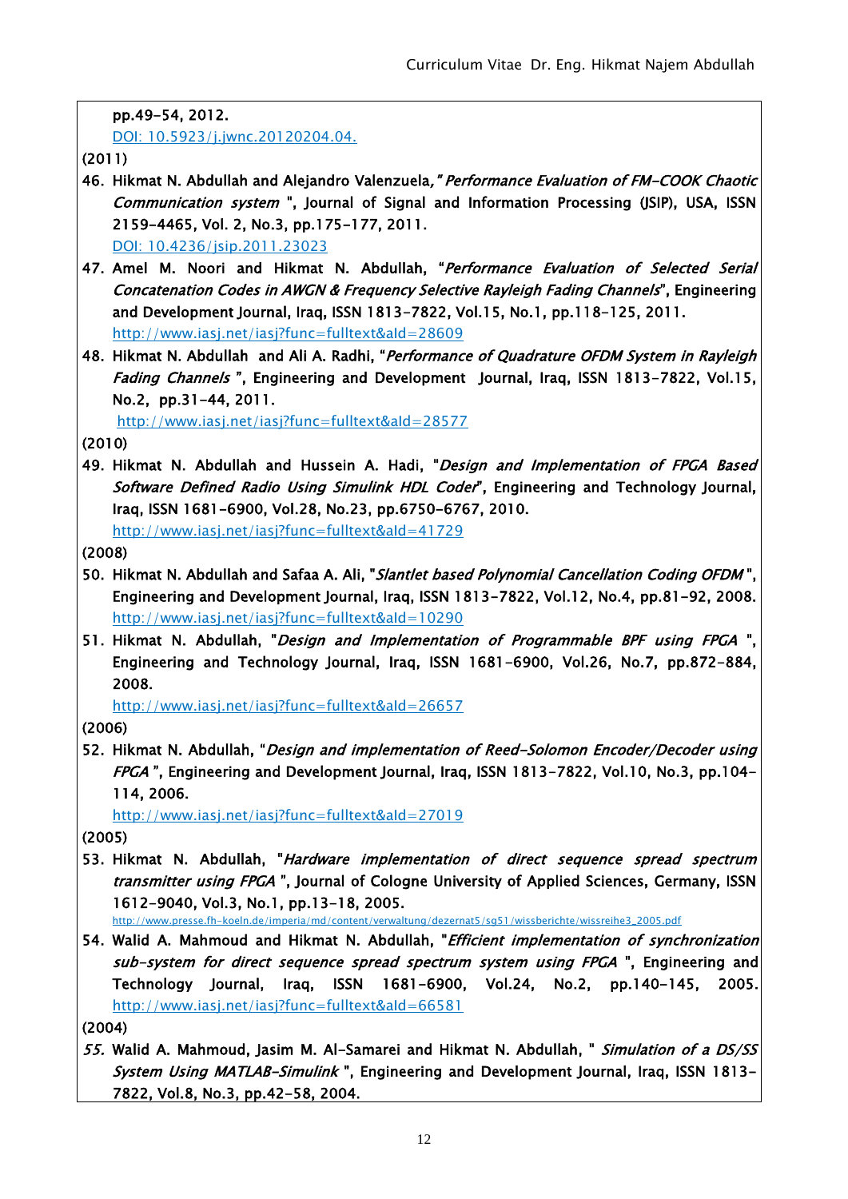pp.49-54, 2012.
DOI: 10.5923/j.jwnc.20120204.04.

(2011)

46. Hikmat N. Abdullah and Alejandro Valenzuela, *" Performance Evaluation of FM-COOK Chaotic Communication system* ", Journal of Signal and Information Processing (JSIP), USA, ISSN 2159-4465, Vol. 2, No.3, pp.175-177, 2011.
DOI: 10.4236/jsip.2011.23023
47. Amel M. Noori and Hikmat N. Abdullah, "*Performance Evaluation of Selected Serial Concatenation Codes in AWGN & Frequency Selective Rayleigh Fading Channels*", Engineering and Development Journal, Iraq, ISSN 1813-7822, Vol.15, No.1, pp.118-125, 2011.
http://www.iasj.net/iasj?func=fulltext&aId=28609
48. Hikmat N. Abdullah and Ali A. Radhi, "*Performance of Quadrature OFDM System in Rayleigh Fading Channels* ", Engineering and Development Journal, Iraq, ISSN 1813-7822, Vol.15, No.2, pp.31-44, 2011.
http://www.iasj.net/iasj?func=fulltext&aId=28577

(2010)

49. Hikmat N. Abdullah and Hussein A. Hadi, "*Design and Implementation of FPGA Based Software Defined Radio Using Simulink HDL Coder*", Engineering and Technology Journal, Iraq, ISSN 1681-6900, Vol.28, No.23, pp.6750-6767, 2010.
http://www.iasj.net/iasj?func=fulltext&aId=41729

(2008)

50. Hikmat N. Abdullah and Safaa A. Ali, "*Slantlet based Polynomial Cancellation Coding OFDM* ", Engineering and Development Journal, Iraq, ISSN 1813-7822, Vol.12, No.4, pp.81-92, 2008.
http://www.iasj.net/iasj?func=fulltext&aId=10290
51. Hikmat N. Abdullah, "*Design and Implementation of Programmable BPF using FPGA* ", Engineering and Technology Journal, Iraq, ISSN 1681-6900, Vol.26, No.7, pp.872-884, 2008.
http://www.iasj.net/iasj?func=fulltext&aId=26657

(2006)

52. Hikmat N. Abdullah, "*Design and implementation of Reed-Solomon Encoder/Decoder using FPGA* ", Engineering and Development Journal, Iraq, ISSN 1813-7822, Vol.10, No.3, pp.104-114, 2006.
http://www.iasj.net/iasj?func=fulltext&aId=27019

(2005)

53. Hikmat N. Abdullah, "*Hardware implementation of direct sequence spread spectrum transmitter using FPGA* ", Journal of Cologne University of Applied Sciences, Germany, ISSN 1612-9040, Vol.3, No.1, pp.13-18, 2005.
http://www.presse.fh-koeln.de/imperia/md/content/verwaltung/dezernat5/sg51/wissberichte/wissreihe3_2005.pdf
54. Walid A. Mahmoud and Hikmat N. Abdullah, "*Efficient implementation of synchronization sub-system for direct sequence spread spectrum system using FPGA* ", Engineering and Technology Journal, Iraq, ISSN 1681-6900, Vol.24, No.2, pp.140-145, 2005.
http://www.iasj.net/iasj?func=fulltext&aId=66581

(2004)

55. Walid A. Mahmoud, Jasim M. Al-Samarei and Hikmat N. Abdullah, " *Simulation of a DS/SS System Using MATLAB-Simulink* ", Engineering and Development Journal, Iraq, ISSN 1813-7822, Vol.8, No.3, pp.42-58, 2004.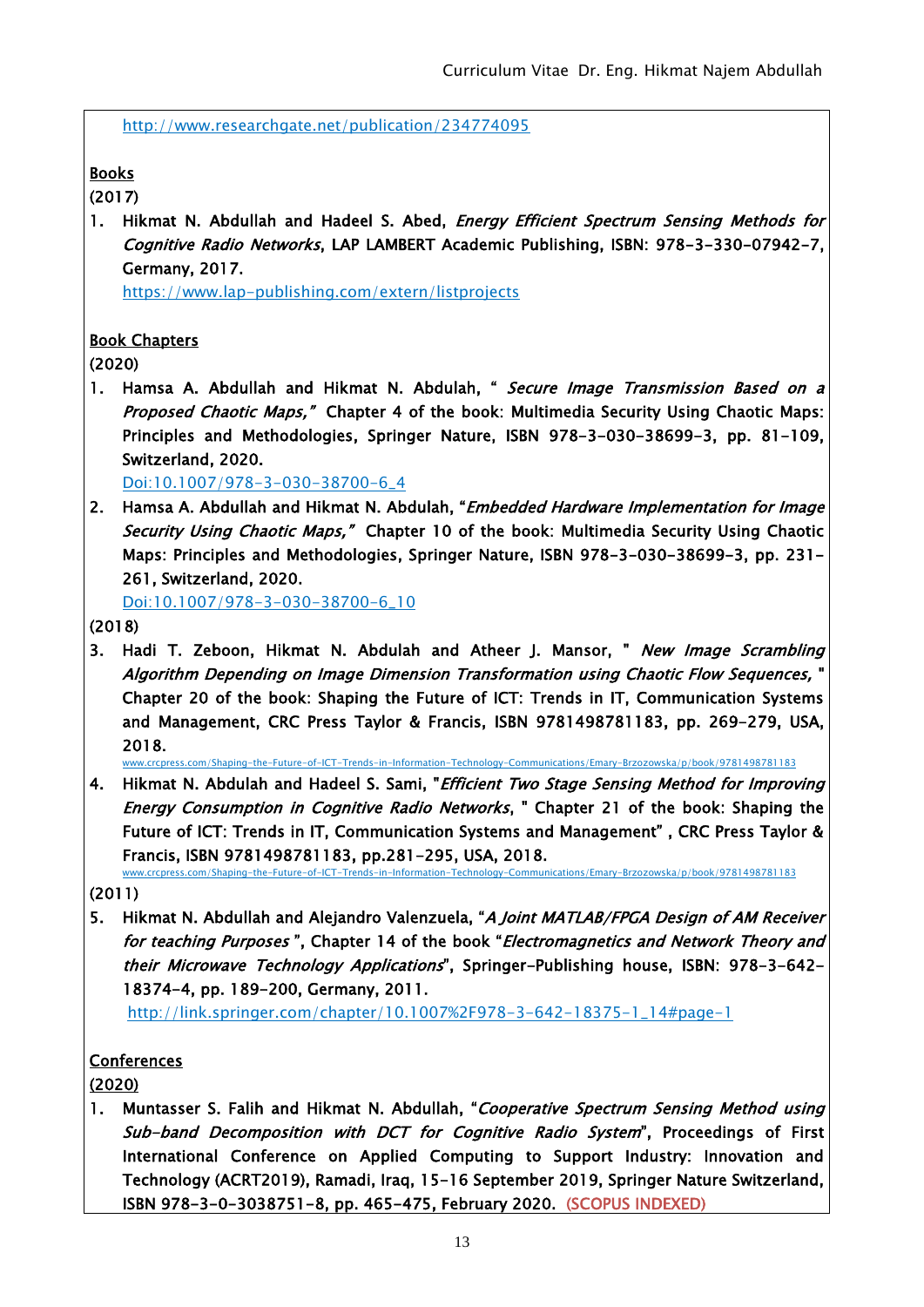http://www.researchgate.net/publication/234774095

**Books**

(2017)

1. **Hikmat N. Abdullah and Hadeel S. Abed, *Energy Efficient Spectrum Sensing Methods for Cognitive Radio Networks*, LAP LAMBERT Academic Publishing, ISBN: 978-3-330-07942-7, Germany, 2017.**
   https://www.lap-publishing.com/extern/listprojects

**Book Chapters**

(2020)

1. **Hamsa A. Abdullah and Hikmat N. Abdulah, " *Secure Image Transmission Based on a Proposed Chaotic Maps,"* Chapter 4 of the book: Multimedia Security Using Chaotic Maps: Principles and Methodologies, Springer Nature, ISBN 978-3-030-38699-3, pp. 81-109, Switzerland, 2020.**
   Doi:10.1007/978-3-030-38700-6_4
2. **Hamsa A. Abdullah and Hikmat N. Abdulah, "*Embedded Hardware Implementation for Image Security Using Chaotic Maps,"* Chapter 10 of the book: Multimedia Security Using Chaotic Maps: Principles and Methodologies, Springer Nature, ISBN 978-3-030-38699-3, pp. 231-261, Switzerland, 2020.**
   Doi:10.1007/978-3-030-38700-6_10

(2018)

3. **Hadi T. Zeboon, Hikmat N. Abdulah and Atheer J. Mansor, " *New Image Scrambling Algorithm Depending on Image Dimension Transformation using Chaotic Flow Sequences,* " Chapter 20 of the book: Shaping the Future of ICT: Trends in IT, Communication Systems and Management, CRC Press Taylor & Francis, ISBN 9781498781183, pp. 269-279, USA, 2018.**
   www.crcpress.com/Shaping-the-Future-of-ICT-Trends-in-Information-Technology-Communications/Emary-Brzozowska/p/book/9781498781183
4. **Hikmat N. Abdulah and Hadeel S. Sami, "*Efficient Two Stage Sensing Method for Improving Energy Consumption in Cognitive Radio Networks*, " Chapter 21 of the book: Shaping the Future of ICT: Trends in IT, Communication Systems and Management" , CRC Press Taylor & Francis, ISBN 9781498781183, pp.281-295, USA, 2018.**
   www.crcpress.com/Shaping-the-Future-of-ICT-Trends-in-Information-Technology-Communications/Emary-Brzozowska/p/book/9781498781183

(2011)

5. **Hikmat N. Abdullah and Alejandro Valenzuela, "*A Joint MATLAB/FPGA Design of AM Receiver for teaching Purposes* ", Chapter 14 of the book "*Electromagnetics and Network Theory and their Microwave Technology Applications*", Springer-Publishing house, ISBN: 978-3-642-18374-4, pp. 189-200, Germany, 2011.**
   http://link.springer.com/chapter/10.1007%2F978-3-642-18375-1_14#page-1

**Conferences**

**(2020)**

1. **Muntasser S. Falih and Hikmat N. Abdullah, "*Cooperative Spectrum Sensing Method using Sub-band Decomposition with DCT for Cognitive Radio System*", Proceedings of First International Conference on Applied Computing to Support Industry: Innovation and Technology (ACRT2019), Ramadi, Iraq, 15-16 September 2019, Springer Nature Switzerland, ISBN 978-3-0-3038751-8, pp. 465-475, February 2020.** (SCOPUS INDEXED)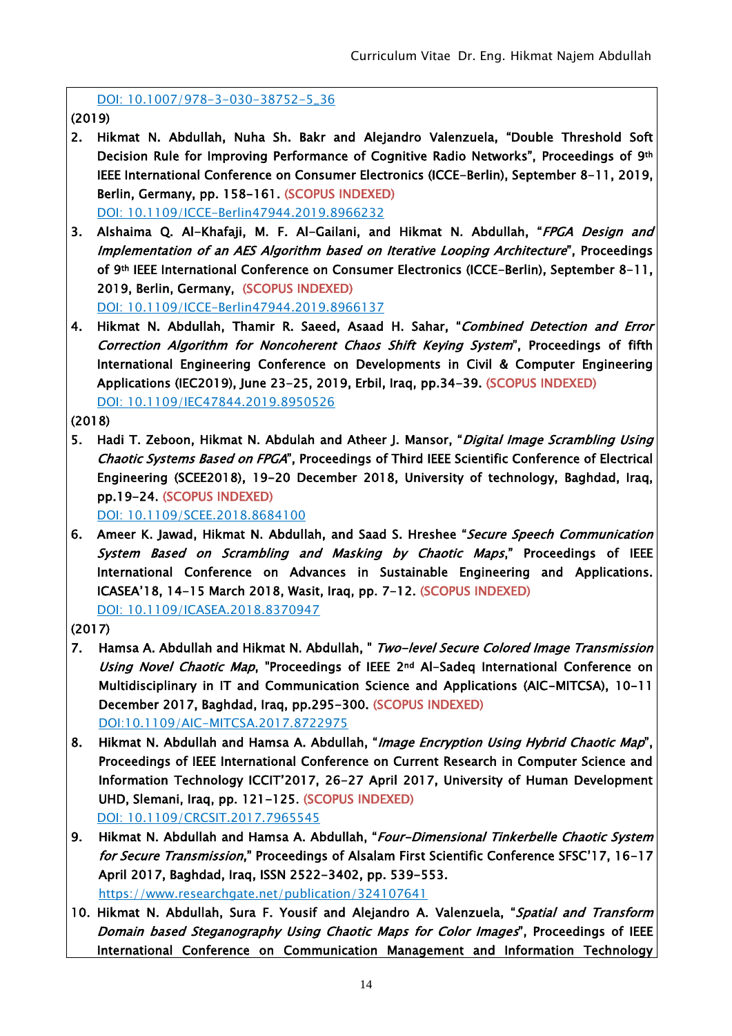DOI: 10.1007/978-3-030-38752-5_36

(2019)

2. Hikmat N. Abdullah, Nuha Sh. Bakr and Alejandro Valenzuela, "Double Threshold Soft Decision Rule for Improving Performance of Cognitive Radio Networks", Proceedings of 9th IEEE International Conference on Consumer Electronics (ICCE-Berlin), September 8-11, 2019, Berlin, Germany, pp. 158-161. (SCOPUS INDEXED)
   DOI: 10.1109/ICCE-Berlin47944.2019.8966232
3. Alshaima Q. Al-Khafaji, M. F. Al-Gailani, and Hikmat N. Abdullah, "*FPGA Design and Implementation of an AES Algorithm based on Iterative Looping Architecture*", Proceedings of 9th IEEE International Conference on Consumer Electronics (ICCE-Berlin), September 8-11, 2019, Berlin, Germany, (SCOPUS INDEXED)
   DOI: 10.1109/ICCE-Berlin47944.2019.8966137
4. Hikmat N. Abdullah, Thamir R. Saeed, Asaad H. Sahar, "*Combined Detection and Error Correction Algorithm for Noncoherent Chaos Shift Keying System*", Proceedings of fifth International Engineering Conference on Developments in Civil & Computer Engineering Applications (IEC2019), June 23-25, 2019, Erbil, Iraq, pp.34-39. (SCOPUS INDEXED)
   DOI: 10.1109/IEC47844.2019.8950526

(2018)

5. Hadi T. Zeboon, Hikmat N. Abdulah and Atheer J. Mansor, "*Digital Image Scrambling Using Chaotic Systems Based on FPGA*", Proceedings of Third IEEE Scientific Conference of Electrical Engineering (SCEE2018), 19-20 December 2018, University of technology, Baghdad, Iraq, pp.19-24. (SCOPUS INDEXED)
   DOI: 10.1109/SCEE.2018.8684100
6. Ameer K. Jawad, Hikmat N. Abdullah, and Saad S. Hreshee "*Secure Speech Communication System Based on Scrambling and Masking by Chaotic Maps*," Proceedings of IEEE International Conference on Advances in Sustainable Engineering and Applications. ICASEA'18, 14-15 March 2018, Wasit, Iraq, pp. 7-12. (SCOPUS INDEXED)
   DOI: 10.1109/ICASEA.2018.8370947

(2017)

7. Hamsa A. Abdullah and Hikmat N. Abdullah, " *Two-level Secure Colored Image Transmission Using Novel Chaotic Map*, "Proceedings of IEEE 2nd Al-Sadeq International Conference on Multidisciplinary in IT and Communication Science and Applications (AIC-MITCSA), 10-11 December 2017, Baghdad, Iraq, pp.295-300. (SCOPUS INDEXED)
   DOI:10.1109/AIC-MITCSA.2017.8722975
8. Hikmat N. Abdullah and Hamsa A. Abdullah, "*Image Encryption Using Hybrid Chaotic Map*", Proceedings of IEEE International Conference on Current Research in Computer Science and Information Technology ICCIT'2017, 26-27 April 2017, University of Human Development UHD, Slemani, Iraq, pp. 121-125. (SCOPUS INDEXED)
   DOI: 10.1109/CRCSIT.2017.7965545
9. Hikmat N. Abdullah and Hamsa A. Abdullah, "*Four-Dimensional Tinkerbelle Chaotic System for Secure Transmission*," Proceedings of Alsalam First Scientific Conference SFSC'17, 16-17 April 2017, Baghdad, Iraq, ISSN 2522-3402, pp. 539-553.
   https://www.researchgate.net/publication/324107641
10. Hikmat N. Abdullah, Sura F. Yousif and Alejandro A. Valenzuela, "*Spatial and Transform Domain based Steganography Using Chaotic Maps for Color Images*", Proceedings of IEEE International Conference on Communication Management and Information Technology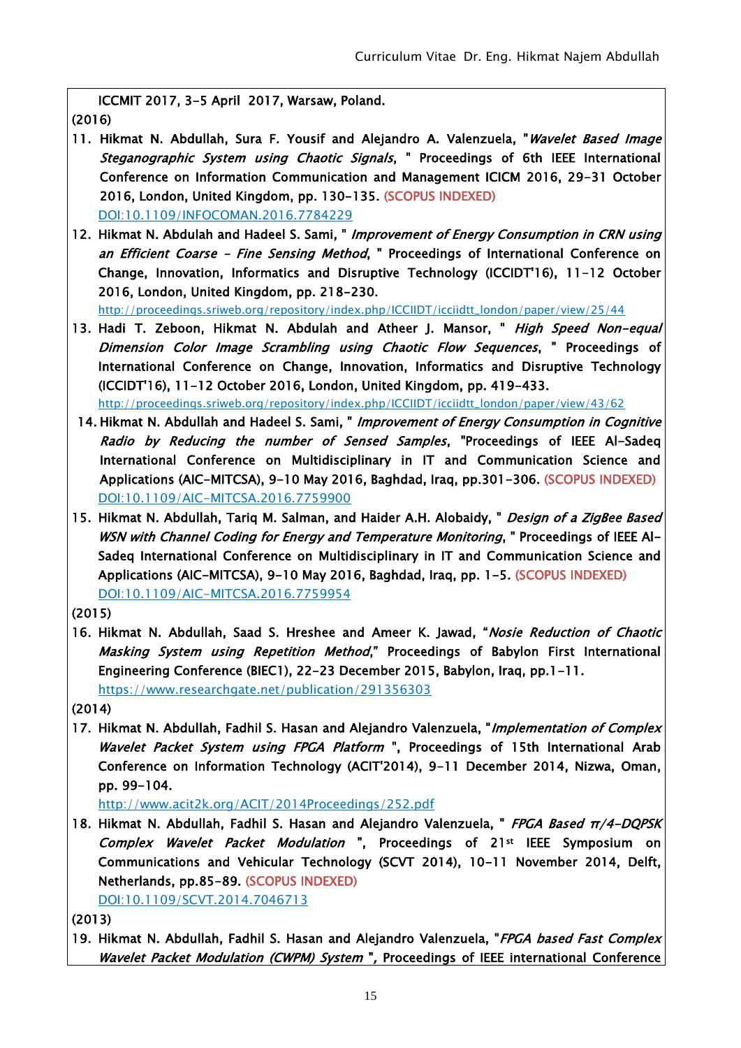ICCMIT 2017, 3-5 April 2017, Warsaw, Poland.

(2016)

11. Hikmat N. Abdullah, Sura F. Yousif and Alejandro A. Valenzuela, "*Wavelet Based Image Steganographic System using Chaotic Signals*, " Proceedings of 6th IEEE International Conference on Information Communication and Management ICICM 2016, 29-31 October 2016, London, United Kingdom, pp. 130-135. (SCOPUS INDEXED) DOI:10.1109/INFOCOMAN.2016.7784229
12. Hikmat N. Abdulah and Hadeel S. Sami, " *Improvement of Energy Consumption in CRN using an Efficient Coarse - Fine Sensing Method*, " Proceedings of International Conference on Change, Innovation, Informatics and Disruptive Technology (ICCIDT'16), 11-12 October 2016, London, United Kingdom, pp. 218-230. http://proceedings.sriweb.org/repository/index.php/ICCIIDT/icciidtt_london/paper/view/25/44
13. Hadi T. Zeboon, Hikmat N. Abdulah and Atheer J. Mansor, " *High Speed Non-equal Dimension Color Image Scrambling using Chaotic Flow Sequences*, " Proceedings of International Conference on Change, Innovation, Informatics and Disruptive Technology (ICCIDT'16), 11-12 October 2016, London, United Kingdom, pp. 419-433. http://proceedings.sriweb.org/repository/index.php/ICCIIDT/icciidtt_london/paper/view/43/62
14. Hikmat N. Abdullah and Hadeel S. Sami, " *Improvement of Energy Consumption in Cognitive Radio by Reducing the number of Sensed Samples*, "Proceedings of IEEE Al-Sadeq International Conference on Multidisciplinary in IT and Communication Science and Applications (AIC-MITCSA), 9-10 May 2016, Baghdad, Iraq, pp.301-306. (SCOPUS INDEXED) DOI:10.1109/AIC-MITCSA.2016.7759900
15. Hikmat N. Abdullah, Tariq M. Salman, and Haider A.H. Alobaidy, " *Design of a ZigBee Based WSN with Channel Coding for Energy and Temperature Monitoring*, " Proceedings of IEEE Al-Sadeq International Conference on Multidisciplinary in IT and Communication Science and Applications (AIC-MITCSA), 9-10 May 2016, Baghdad, Iraq, pp. 1-5. (SCOPUS INDEXED) DOI:10.1109/AIC-MITCSA.2016.7759954

(2015)

16. Hikmat N. Abdullah, Saad S. Hreshee and Ameer K. Jawad, "*Nosie Reduction of Chaotic Masking System using Repetition Method*," Proceedings of Babylon First International Engineering Conference (BIEC1), 22-23 December 2015, Babylon, Iraq, pp.1-11. https://www.researchgate.net/publication/291356303

(2014)

17. Hikmat N. Abdullah, Fadhil S. Hasan and Alejandro Valenzuela, "*Implementation of Complex Wavelet Packet System using FPGA Platform* ", Proceedings of 15th International Arab Conference on Information Technology (ACIT'2014), 9-11 December 2014, Nizwa, Oman, pp. 99-104. http://www.acit2k.org/ACIT/2014Proceedings/252.pdf
18. Hikmat N. Abdullah, Fadhil S. Hasan and Alejandro Valenzuela, " *FPGA Based π/4-DQPSK Complex Wavelet Packet Modulation* ", Proceedings of 21st IEEE Symposium on Communications and Vehicular Technology (SCVT 2014), 10-11 November 2014, Delft, Netherlands, pp.85-89. (SCOPUS INDEXED) DOI:10.1109/SCVT.2014.7046713

(2013)

19. Hikmat N. Abdullah, Fadhil S. Hasan and Alejandro Valenzuela, "*FPGA based Fast Complex Wavelet Packet Modulation (CWPM) System* ", Proceedings of IEEE international Conference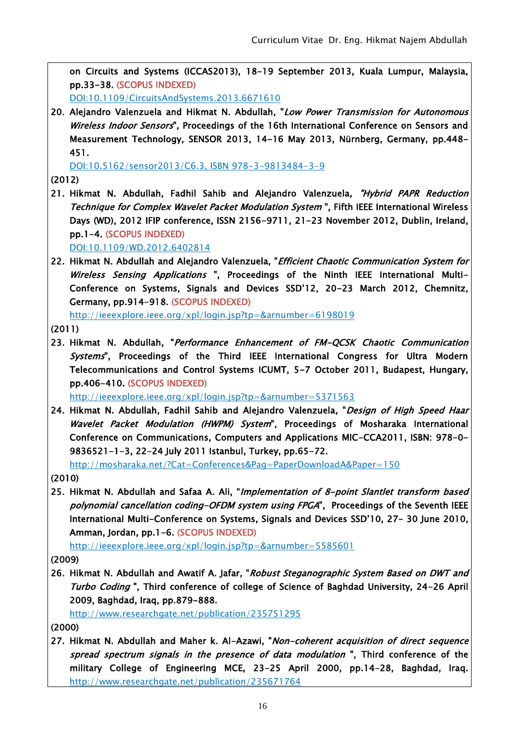on Circuits and Systems (ICCAS2013), 18-19 September 2013, Kuala Lumpur, Malaysia, pp.33-38. (SCOPUS INDEXED)
DOI:10.1109/CircuitsAndSystems.2013.6671610

20. Alejandro Valenzuela and Hikmat N. Abdullah, "*Low Power Transmission for Autonomous Wireless Indoor Sensors*", Proceedings of the 16th International Conference on Sensors and Measurement Technology, SENSOR 2013, 14-16 May 2013, Nürnberg, Germany, pp.448-451.
DOI:10.5162/sensor2013/C6.3, ISBN 978-3-9813484-3-9

(2012)

21. Hikmat N. Abdullah, Fadhil Sahib and Alejandro Valenzuela, *"Hybrid PAPR Reduction Technique for Complex Wavelet Packet Modulation System* ", Fifth IEEE International Wireless Days (WD), 2012 IFIP conference, ISSN 2156-9711, 21-23 November 2012, Dublin, Ireland, pp.1-4. (SCOPUS INDEXED)
DOI:10.1109/WD.2012.6402814
22. Hikmat N. Abdullah and Alejandro Valenzuela, "*Efficient Chaotic Communication System for Wireless Sensing Applications* ", Proceedings of the Ninth IEEE International Multi-Conference on Systems, Signals and Devices SSD'12, 20-23 March 2012, Chemnitz, Germany, pp.914-918. (SCOPUS INDEXED)
http://ieeexplore.ieee.org/xpl/login.jsp?tp=&arnumber=6198019

(2011)

23. Hikmat N. Abdullah, "*Performance Enhancement of FM-QCSK Chaotic Communication Systems*", Proceedings of the Third IEEE International Congress for Ultra Modern Telecommunications and Control Systems ICUMT, 5-7 October 2011, Budapest, Hungary, pp.406-410. (SCOPUS INDEXED)
http://ieeexplore.ieee.org/xpl/login.jsp?tp=&arnumber=5371563
24. Hikmat N. Abdullah, Fadhil Sahib and Alejandro Valenzuela, "*Design of High Speed Haar Wavelet Packet Modulation (HWPM) System*", Proceedings of Mosharaka International Conference on Communications, Computers and Applications MIC-CCA2011, ISBN: 978-0-9836521-1-3, 22-24 July 2011 Istanbul, Turkey, pp.65-72.
http://mosharaka.net/?Cat=Conferences&Pag=PaperDownloadA&Paper=150

(2010)

25. Hikmat N. Abdullah and Safaa A. Ali, "*Implementation of 8-point Slantlet transform based polynomial cancellation coding-OFDM system using FPGA*", Proceedings of the Seventh IEEE International Multi-Conference on Systems, Signals and Devices SSD'10, 27- 30 June 2010, Amman, Jordan, pp.1-6. (SCOPUS INDEXED)
http://ieeexplore.ieee.org/xpl/login.jsp?tp=&arnumber=5585601

(2009)

26. Hikmat N. Abdullah and Awatif A. Jafar, "*Robust Steganographic System Based on DWT and Turbo Coding* ", Third conference of college of Science of Baghdad University, 24-26 April 2009, Baghdad, Iraq, pp.879-888.
http://www.researchgate.net/publication/235751295

(2000)

27. Hikmat N. Abdullah and Maher k. Al-Azawi, "*Non-coherent acquisition of direct sequence spread spectrum signals in the presence of data modulation* ", Third conference of the military College of Engineering MCE, 23-25 April 2000, pp.14-28, Baghdad, Iraq.
http://www.researchgate.net/publication/235671764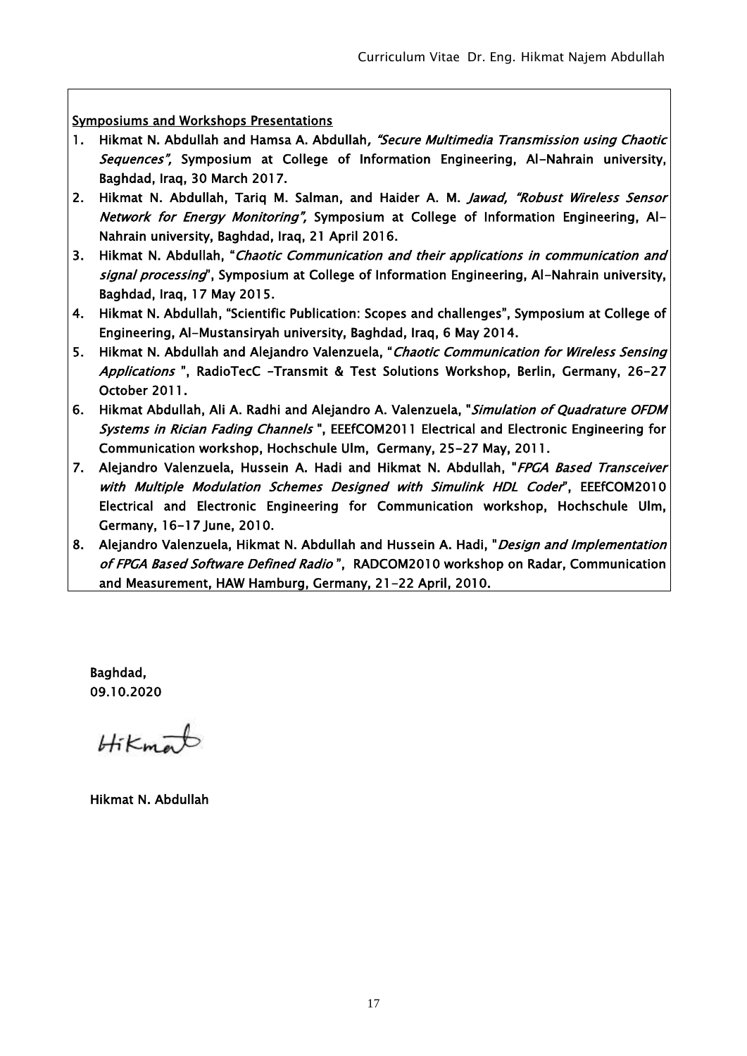## Symposiums and Workshops Presentations

1. **Hikmat N. Abdullah and Hamsa A. Abdullah, *"Secure Multimedia Transmission using Chaotic Sequences",* Symposium at College of Information Engineering, Al-Nahrain university, Baghdad, Iraq, 30 March 2017.**
2. **Hikmat N. Abdullah, Tariq M. Salman, and Haider A. M. *Jawad, "Robust Wireless Sensor Network for Energy Monitoring",* Symposium at College of Information Engineering, Al-Nahrain university, Baghdad, Iraq, 21 April 2016.**
3. **Hikmat N. Abdullah, "*Chaotic Communication and their applications in communication and signal processing*", Symposium at College of Information Engineering, Al-Nahrain university, Baghdad, Iraq, 17 May 2015.**
4. **Hikmat N. Abdullah, "Scientific Publication: Scopes and challenges", Symposium at College of Engineering, Al-Mustansiryah university, Baghdad, Iraq, 6 May 2014.**
5. **Hikmat N. Abdullah and Alejandro Valenzuela, "*Chaotic Communication for Wireless Sensing Applications* ", RadioTecC -Transmit & Test Solutions Workshop, Berlin, Germany, 26-27 October 2011.**
6. **Hikmat Abdullah, Ali A. Radhi and Alejandro A. Valenzuela, "*Simulation of Quadrature OFDM Systems in Rician Fading Channels* ", EEEfCOM2011 Electrical and Electronic Engineering for Communication workshop, Hochschule Ulm, Germany, 25-27 May, 2011.**
7. **Alejandro Valenzuela, Hussein A. Hadi and Hikmat N. Abdullah, "*FPGA Based Transceiver with Multiple Modulation Schemes Designed with Simulink HDL Coder*", EEEfCOM2010 Electrical and Electronic Engineering for Communication workshop, Hochschule Ulm, Germany, 16-17 June, 2010.**
8. **Alejandro Valenzuela, Hikmat N. Abdullah and Hussein A. Hadi, "*Design and Implementation of FPGA Based Software Defined Radio* ", RADCOM2010 workshop on Radar, Communication and Measurement, HAW Hamburg, Germany, 21-22 April, 2010.**

**Baghdad,**
**09.10.2020**

Hikmat

**Hikmat N. Abdullah**